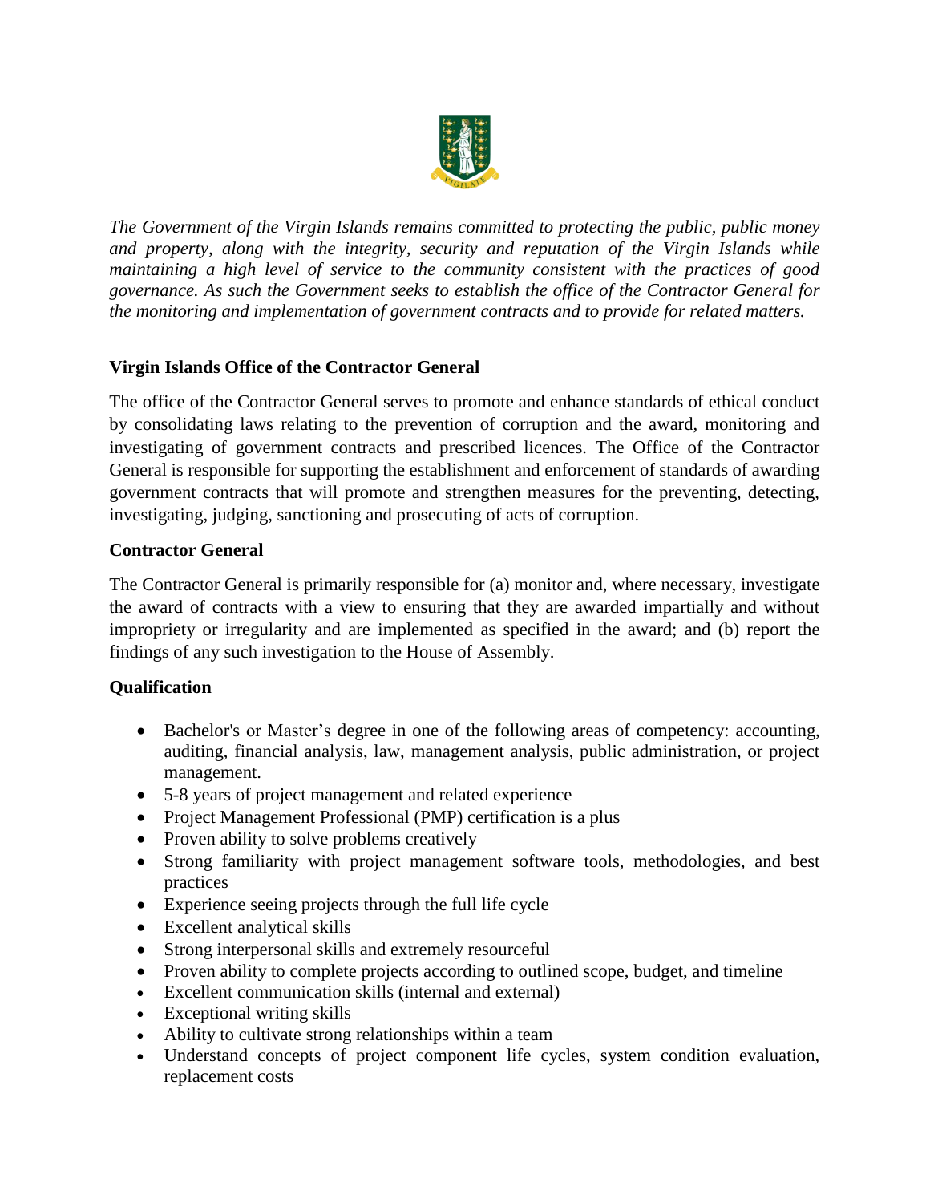*The Government of the Virgin Islands remains committed to protecting the public, public money and property, along with the integrity, security and reputation of the Virgin Islands while maintaining a high level of service to the community consistent with the practices of good governance. As such the Government seeks to establish the office of the Contractor General for the monitoring and implementation of government contracts and to provide for related matters.*

**Virgin Islands Office of the Contractor General**

The office of the Contractor General serves to promote and enhance standards of ethical conduct by consolidating laws relating to the prevention of corruption and the award, monitoring and investigating of government contracts and prescribed licences. The Office of the Contractor General is responsible for supporting the establishment and enforcement of standards of awarding government contracts that will promote and strengthen measures for the preventing, detecting, investigating, judging, sanctioning and prosecuting of acts of corruption.

**Contractor General**

The Contractor General is primarily responsible for (a) monitor and, where necessary, investigate the award of contracts with a view to ensuring that they are awarded impartially and without impropriety or irregularity and are implemented as specified in the award; and (b) report the findings of any such investigation to the House of Assembly.

**Qualification**

- Bachelor's or Master's degree in one of the following areas of competency: accounting, auditing, financial analysis, law, management analysis, public administration, or project management.
- 5-8 years of project management and related experience
- Project Management Professional (PMP) certification is a plus
- Proven ability to solve problems creatively
- Strong familiarity with project management software tools, methodologies, and best practices
- Experience seeing projects through the full life cycle
- Excellent analytical skills
- Strong interpersonal skills and extremely resourceful
- Proven ability to complete projects according to outlined scope, budget, and timeline
- Excellent communication skills (internal and external)
- Exceptional writing skills
- Ability to cultivate strong relationships within a team
- Understand concepts of project component life cycles, system condition evaluation, replacement costs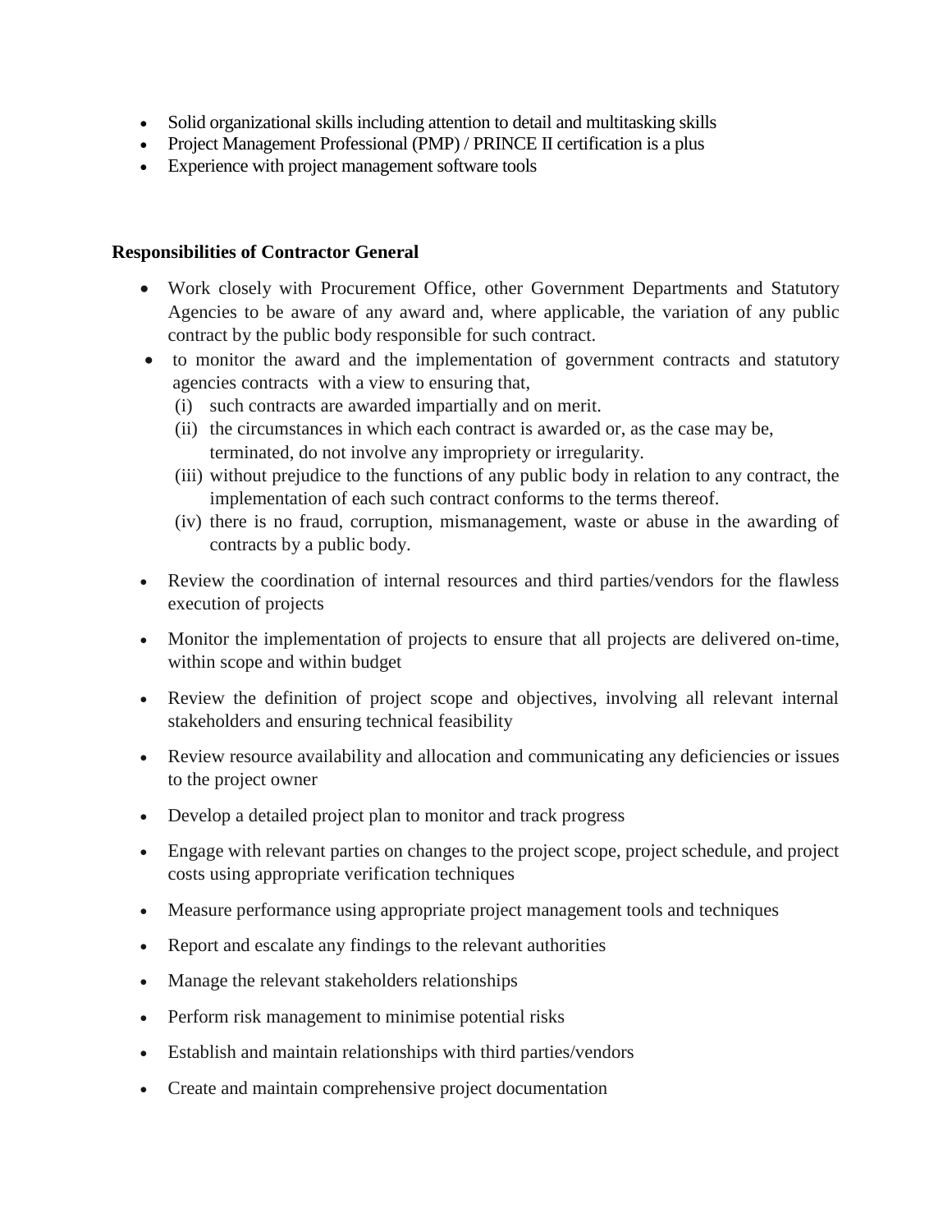- Solid organizational skills including attention to detail and multitasking skills
- Project Management Professional (PMP) / PRINCE II certification is a plus
- Experience with project management software tools

**Responsibilities of Contractor General**

- Work closely with Procurement Office, other Government Departments and Statutory Agencies to be aware of any award and, where applicable, the variation of any public contract by the public body responsible for such contract.
- to monitor the award and the implementation of government contracts and statutory agencies contracts with a view to ensuring that,
  - (i) such contracts are awarded impartially and on merit.
  - (ii) the circumstances in which each contract is awarded or, as the case may be, terminated, do not involve any impropriety or irregularity.
  - (iii) without prejudice to the functions of any public body in relation to any contract, the implementation of each such contract conforms to the terms thereof.
  - (iv) there is no fraud, corruption, mismanagement, waste or abuse in the awarding of contracts by a public body.
- Review the coordination of internal resources and third parties/vendors for the flawless execution of projects
- Monitor the implementation of projects to ensure that all projects are delivered on-time, within scope and within budget
- Review the definition of project scope and objectives, involving all relevant internal stakeholders and ensuring technical feasibility
- Review resource availability and allocation and communicating any deficiencies or issues to the project owner
- Develop a detailed project plan to monitor and track progress
- Engage with relevant parties on changes to the project scope, project schedule, and project costs using appropriate verification techniques
- Measure performance using appropriate project management tools and techniques
- Report and escalate any findings to the relevant authorities
- Manage the relevant stakeholders relationships
- Perform risk management to minimise potential risks
- Establish and maintain relationships with third parties/vendors
- Create and maintain comprehensive project documentation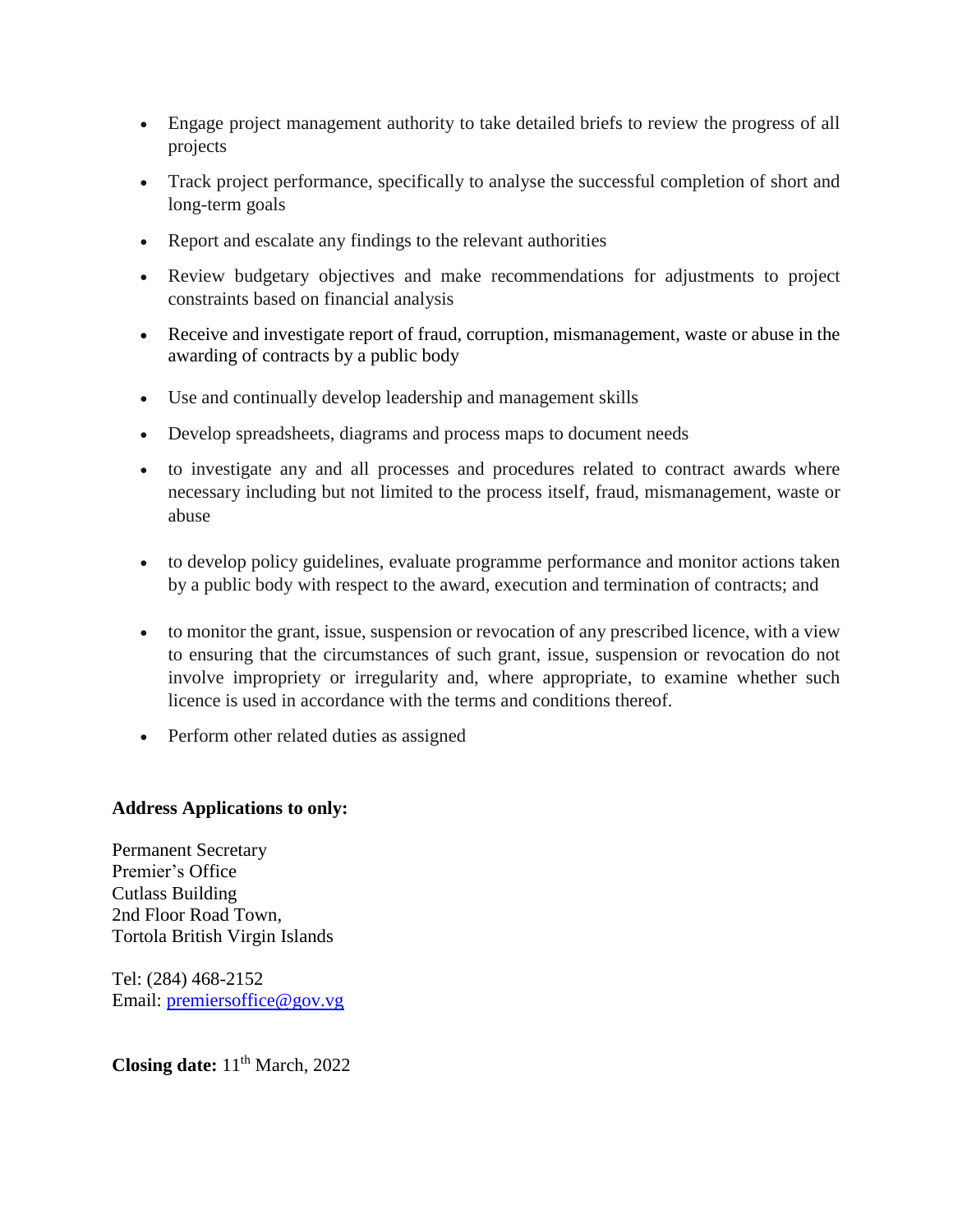- Engage project management authority to take detailed briefs to review the progress of all projects
- Track project performance, specifically to analyse the successful completion of short and long-term goals
- Report and escalate any findings to the relevant authorities
- Review budgetary objectives and make recommendations for adjustments to project constraints based on financial analysis
- Receive and investigate report of fraud, corruption, mismanagement, waste or abuse in the awarding of contracts by a public body
- Use and continually develop leadership and management skills
- Develop spreadsheets, diagrams and process maps to document needs
- to investigate any and all processes and procedures related to contract awards where necessary including but not limited to the process itself, fraud, mismanagement, waste or abuse
- to develop policy guidelines, evaluate programme performance and monitor actions taken by a public body with respect to the award, execution and termination of contracts; and
- to monitor the grant, issue, suspension or revocation of any prescribed licence, with a view to ensuring that the circumstances of such grant, issue, suspension or revocation do not involve impropriety or irregularity and, where appropriate, to examine whether such licence is used in accordance with the terms and conditions thereof.
- Perform other related duties as assigned

**Address Applications to only:**

Permanent Secretary
Premier's Office
Cutlass Building
2nd Floor Road Town,
Tortola British Virgin Islands

Tel: (284) 468-2152
Email: [premiersoffice@gov.vg](mailto:premiersoffice@gov.vg)

**Closing date:** 11th March, 2022